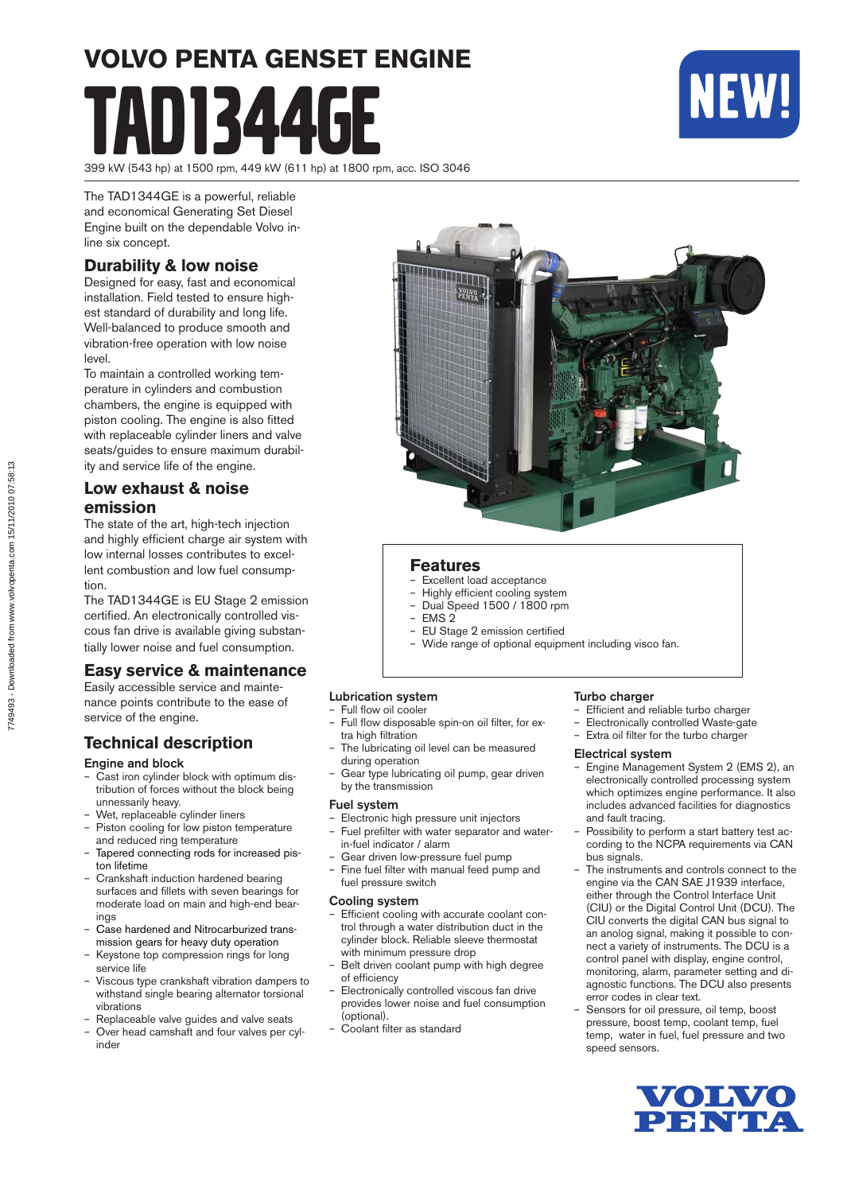# VOLVO PENTA GENSET ENGINE

# TAD1344GE

NEW!

399 kW (543 hp) at 1500 rpm, 449 kW (611 hp) at 1800 rpm, acc. ISO 3046

The TAD1344GE is a powerful, reliable and economical Generating Set Diesel Engine built on the dependable Volvo in-line six concept.

## Durability & low noise

Designed for easy, fast and economical installation. Field tested to ensure highest standard of durability and long life. Well-balanced to produce smooth and vibration-free operation with low noise level.

To maintain a controlled working temperature in cylinders and combustion chambers, the engine is equipped with piston cooling. The engine is also fitted with replaceable cylinder liners and valve seats/guides to ensure maximum durability and service life of the engine.

## Low exhaust & noise emission

The state of the art, high-tech injection and highly efficient charge air system with low internal losses contributes to excellent combustion and low fuel consumption.

The TAD1344GE is EU Stage 2 emission certified. An electronically controlled viscous fan drive is available giving substantially lower noise and fuel consumption.

## Easy service & maintenance

Easily accessible service and maintenance points contribute to the ease of service of the engine.

## Features

- Excellent load acceptance
- Highly efficient cooling system
- Dual Speed 1500 / 1800 rpm
- EMS 2
- EU Stage 2 emission certified
- Wide range of optional equipment including visco fan.

## Technical description

### Engine and block

- Cast iron cylinder block with optimum distribution of forces without the block being unnessarily heavy.
- Wet, replaceable cylinder liners
- Piston cooling for low piston temperature and reduced ring temperature
- Tapered connecting rods for increased piston lifetime
- Crankshaft induction hardened bearing surfaces and fillets with seven bearings for moderate load on main and high-end bearings
- Case hardened and Nitrocarburized transmission gears for heavy duty operation
- Keystone top compression rings for long service life
- Viscous type crankshaft vibration dampers to withstand single bearing alternator torsional vibrations
- Replaceable valve guides and valve seats
- Over head camshaft and four valves per cylinder

### Lubrication system

- Full flow oil cooler
- Full flow disposable spin-on oil filter, for extra high filtration
- The lubricating oil level can be measured during operation
- Gear type lubricating oil pump, gear driven by the transmission

### Fuel system

- Electronic high pressure unit injectors
- Fuel prefilter with water separator and water-in-fuel indicator / alarm
- Gear driven low-pressure fuel pump
- Fine fuel filter with manual feed pump and fuel pressure switch

### Cooling system

- Efficient cooling with accurate coolant control through a water distribution duct in the cylinder block. Reliable sleeve thermostat with minimum pressure drop
- Belt driven coolant pump with high degree of efficiency
- Electronically controlled viscous fan drive provides lower noise and fuel consumption (optional).
- Coolant filter as standard

### Turbo charger

- Efficient and reliable turbo charger
- Electronically controlled Waste-gate
- Extra oil filter for the turbo charger

### Electrical system

- Engine Management System 2 (EMS 2), an electronically controlled processing system which optimizes engine performance. It also includes advanced facilities for diagnostics and fault tracing.
- Possibility to perform a start battery test according to the NCPA requirements via CAN bus signals.
- The instruments and controls connect to the engine via the CAN SAE J1939 interface, either through the Control Interface Unit (CIU) or the Digital Control Unit (DCU). The CIU converts the digital CAN bus signal to an anolog signal, making it possible to connect a variety of instruments. The DCU is a control panel with display, engine control, monitoring, alarm, parameter setting and diagnostic functions. The DCU also presents error codes in clear text.
- Sensors for oil pressure, oil temp, boost pressure, boost temp, coolant temp, fuel temp, water in fuel, fuel pressure and two speed sensors.

VOLVO PENTA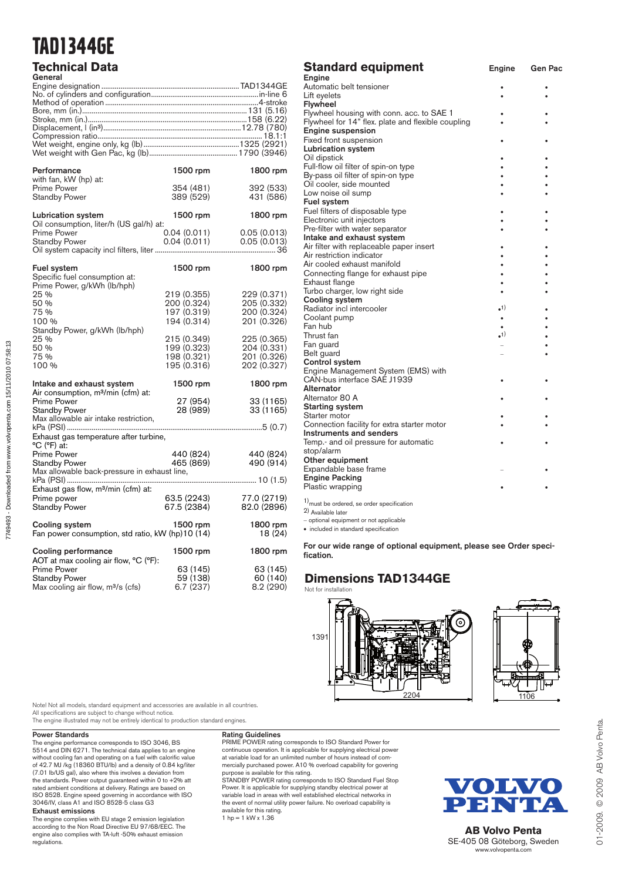# TAD1344GE

## Technical Data

### General

Engine designation ........ TAD1344GE
No. of cylinders and configuration ........ in-line 6
Method of operation ........ 4-stroke
Bore, mm (in.) ........ 131 (5.16)
Stroke, mm (in.) ........ 158 (6.22)
Displacement, l (in³) ........ 12.78 (780)
Compression ratio ........ 18.1:1
Wet weight, engine only, kg (lb) ........ 1325 (2921)
Wet weight with Gen Pac, kg (lb) ........ 1790 (3946)

| Performance | 1500 rpm | 1800 rpm |
|---|---|---|
| with fan, kW (hp) at: | | |
| Prime Power | 354 (481) | 392 (533) |
| Standby Power | 389 (529) | 431 (586) |

| Lubrication system | 1500 rpm | 1800 rpm |
|---|---|---|
| Oil consumption, liter/h (US gal/h) at: | | |
| Prime Power | 0.04 (0.011) | 0.05 (0.013) |
| Standby Power | 0.04 (0.011) | 0.05 (0.013) |
| Oil system capacity incl filters, liter | | 36 |

| Fuel system | 1500 rpm | 1800 rpm |
|---|---|---|
| Specific fuel consumption at: | | |
| Prime Power, g/kWh (lb/hph) | | |
| 25 % | 219 (0.355) | 229 (0.371) |
| 50 % | 200 (0.324) | 205 (0.332) |
| 75 % | 197 (0.319) | 200 (0.324) |
| 100 % | 194 (0.314) | 201 (0.326) |
| Standby Power, g/kWh (lb/hph) | | |
| 25 % | 215 (0.349) | 225 (0.365) |
| 50 % | 199 (0.323) | 204 (0.331) |
| 75 % | 198 (0.321) | 201 (0.326) |
| 100 % | 195 (0.316) | 202 (0.327) |

| Intake and exhaust system | 1500 rpm | 1800 rpm |
|---|---|---|
| Air consumption, m³/min (cfm) at: | | |
| Prime Power | 27 (954) | 33 (1165) |
| Standby Power | 28 (989) | 33 (1165) |
| Max allowable air intake restriction, kPa (PSI) | | 5 (0.7) |
| Exhaust gas temperature after turbine, °C (°F) at: | | |
| Prime Power | 440 (824) | 440 (824) |
| Standby Power | 465 (869) | 490 (914) |
| Max allowable back-pressure in exhaust line, kPa (PSI) | | 10 (1.5) |
| Exhaust gas flow, m³/min (cfm) at: | | |
| Prime power | 63.5 (2243) | 77.0 (2719) |
| Standby Power | 67.5 (2384) | 82.0 (2896) |

| Cooling system | 1500 rpm | 1800 rpm |
|---|---|---|
| Fan power consumption, std ratio, kW (hp) | 10 (14) | 18 (24) |

| Cooling performance | 1500 rpm | 1800 rpm |
|---|---|---|
| AOT at max cooling air flow, °C (°F): | | |
| Prime Power | 63 (145) | 63 (145) |
| Standby Power | 59 (138) | 60 (140) |
| Max cooling air flow, m³/s (cfs) | 6.7 (237) | 8.2 (290) |

## Standard equipment

| | Engine | Gen Pac |
|---|---|---|
| **Engine** | | |
| Automatic belt tensioner | • | • |
| Lift eyelets | • | • |
| **Flywheel** | | |
| Flywheel housing with conn. acc. to SAE 1 | • | • |
| Flywheel for 14" flex. plate and flexible coupling | • | • |
| **Engine suspension** | | |
| Fixed front suspension | • | • |
| **Lubrication system** | | |
| Oil dipstick | • | • |
| Full-flow oil filter of spin-on type | • | • |
| By-pass oil filter of spin-on type | • | • |
| Oil cooler, side mounted | • | • |
| Low noise oil sump | • | • |
| **Fuel system** | | |
| Fuel filters of disposable type | • | • |
| Electronic unit injectors | • | • |
| Pre-filter with water separator | • | • |
| **Intake and exhaust system** | | |
| Air filter with replaceable paper insert | • | • |
| Air restriction indicator | • | • |
| Air cooled exhaust manifold | • | • |
| Connecting flange for exhaust pipe | • | • |
| Exhaust flange | • | • |
| Turbo charger, low right side | • | • |
| **Cooling system** | | |
| Radiator incl intercooler | •1) | • |
| Coolant pump | • | • |
| Fan hub | • | • |
| Thrust fan | •1) | • |
| Fan guard | – | • |
| Belt guard | – | • |
| **Control system** | | |
| Engine Management System (EMS) with CAN-bus interface SAE J1939 | • | • |
| **Alternator** | | |
| Alternator 80 A | • | • |
| **Starting system** | | |
| Starter motor | • | • |
| Connection facility for extra starter motor | • | • |
| **Instruments and senders** | | |
| Temp.- and oil pressure for automatic stop/alarm | • | • |
| **Other equipment** | | |
| Expandable base frame | – | • |
| **Engine Packing** | | |
| Plastic wrapping | • | • |

1) must be ordered, se order specification
2) Available later
– optional equipment or not applicable
• included in standard specification

**For our wide range of optional equipment, please see Order specification.**

## Dimensions TAD1344GE

Not for installation

1391
2204
1106

Note! Not all models, standard equipment and accessories are available in all countries.
All specifications are subject to change without notice.
The engine illustrated may not be entirely identical to production standard engines.

### Power Standards

The engine performance corresponds to ISO 3046, BS 5514 and DIN 6271. The technical data applies to an engine without cooling fan and operating on a fuel with calorific value of 42.7 MJ /kg (18360 BTU/lb) and a density of 0.84 kg/liter (7.01 lb/US gal), also where this involves a deviation from the standards. Power output guaranteed within 0 to +2% att rated ambient conditions at delivery. Ratings are based on ISO 8528. Engine speed governing in accordance with ISO 3046/IV, class A1 and ISO 8528-5 class G3

### Exhaust emissions

The engine complies with EU stage 2 emission legislation according to the Non Road Directive EU 97/68/EEC. The engine also complies with TA-luft -50% exhaust emission regulations.

### Rating Guidelines

PRIME POWER rating corresponds to ISO Standard Power for continuous operation. It is applicable for supplying electrical power at variable load for an unlimited number of hours instead of commercially purchased power. A10 % overload capability for governing purpose is available for this rating.
STANDBY POWER rating corresponds to ISO Standard Fuel Stop Power. It is applicable for supplying standby electrical power at variable load in areas with well established electrical networks in the event of normal utility power failure. No overload capability is available for this rating.
1 hp = 1 kW x 1.36

VOLVO PENTA

**AB Volvo Penta**
SE-405 08 Göteborg, Sweden
www.volvopenta.com

01-2009. © 2009 AB Volvo Penta.